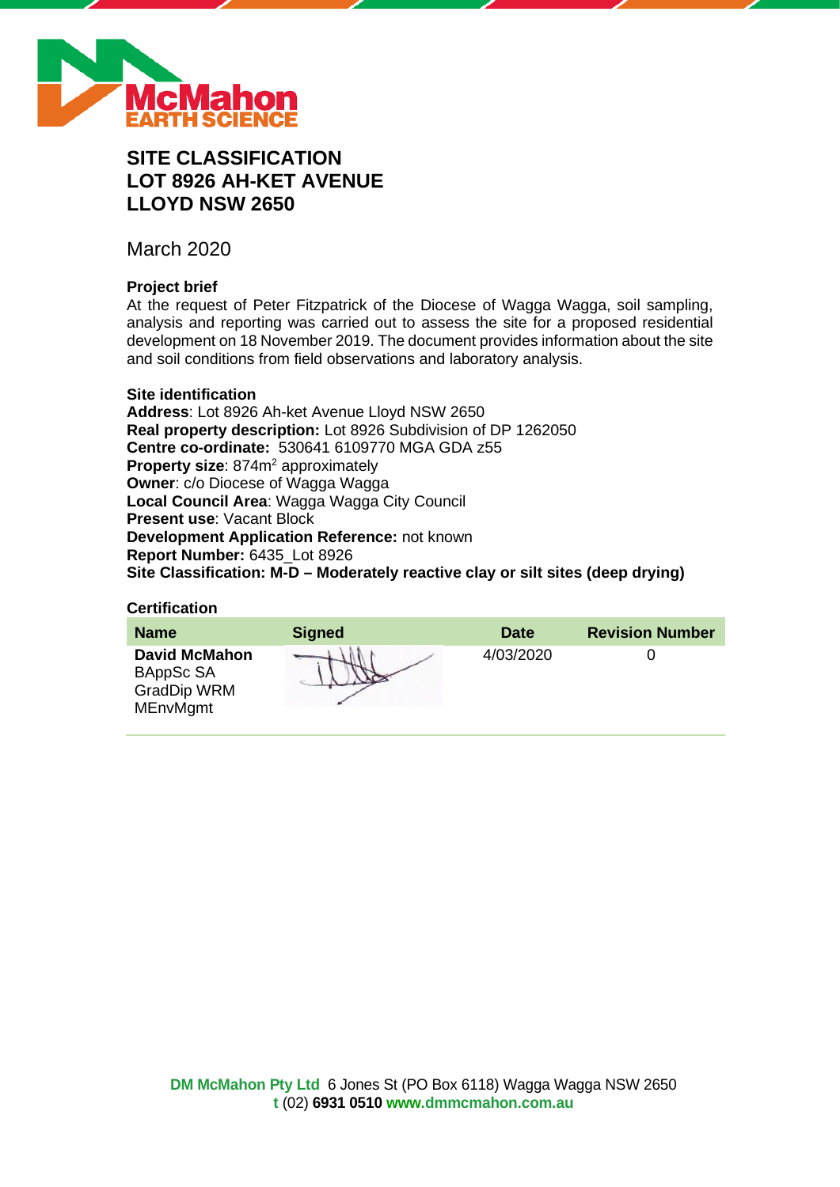# SITE CLASSIFICATION
# LOT 8926 AH-KET AVENUE
# LLOYD NSW 2650

March 2020

### Project brief

At the request of Peter Fitzpatrick of the Diocese of Wagga Wagga, soil sampling, analysis and reporting was carried out to assess the site for a proposed residential development on 18 November 2019. The document provides information about the site and soil conditions from field observations and laboratory analysis.

### Site identification

**Address**: Lot 8926 Ah-ket Avenue Lloyd NSW 2650
**Real property description:** Lot 8926 Subdivision of DP 1262050
**Centre co-ordinate:** 530641 6109770 MGA GDA z55
**Property size**: 874m$^2$ approximately
**Owner**: c/o Diocese of Wagga Wagga
**Local Council Area**: Wagga Wagga City Council
**Present use**: Vacant Block
**Development Application Reference:** not known
**Report Number:** 6435_Lot 8926
**Site Classification: M-D – Moderately reactive clay or silt sites (deep drying)**

### Certification

| Name | Signed | Date | Revision Number |
|---|---|---|---|
| **David McMahon** BAppSc SA GradDip WRM MEnvMgmt | | 4/03/2020 | 0 |

**DM McMahon Pty Ltd** 6 Jones St (PO Box 6118) Wagga Wagga NSW 2650
**t** (02) **6931 0510** **www.dmmcmahon.com.au**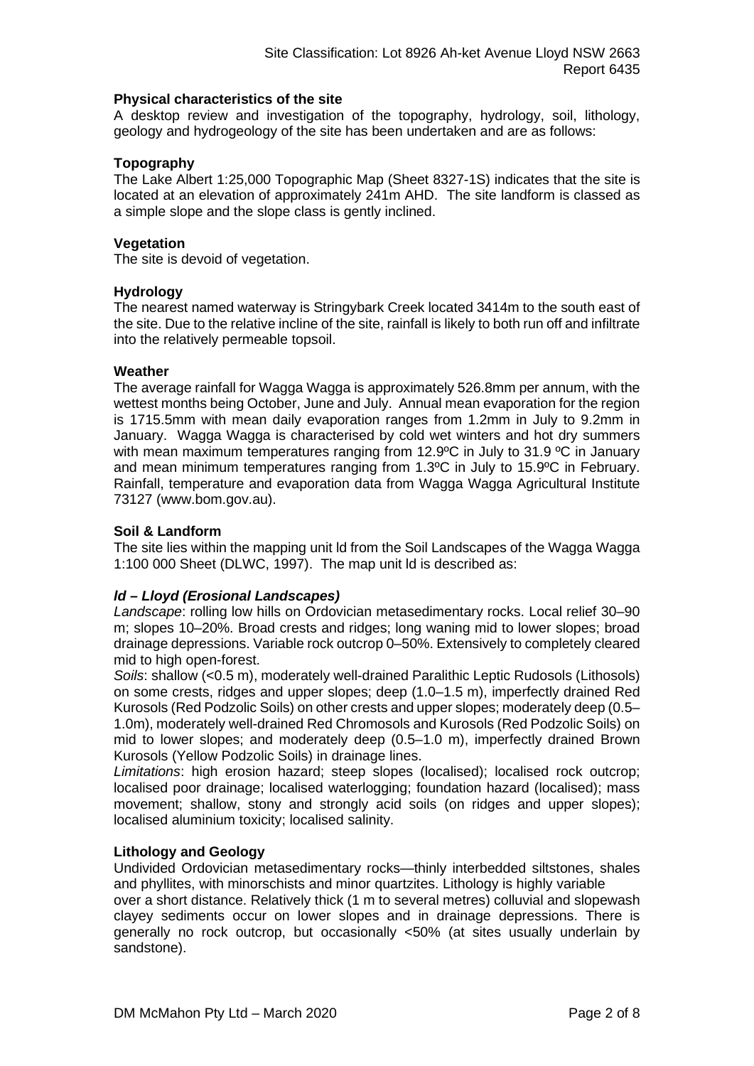**Physical characteristics of the site**

A desktop review and investigation of the topography, hydrology, soil, lithology, geology and hydrogeology of the site has been undertaken and are as follows:

**Topography**

The Lake Albert 1:25,000 Topographic Map (Sheet 8327-1S) indicates that the site is located at an elevation of approximately 241m AHD. The site landform is classed as a simple slope and the slope class is gently inclined.

**Vegetation**

The site is devoid of vegetation.

**Hydrology**

The nearest named waterway is Stringybark Creek located 3414m to the south east of the site. Due to the relative incline of the site, rainfall is likely to both run off and infiltrate into the relatively permeable topsoil.

**Weather**

The average rainfall for Wagga Wagga is approximately 526.8mm per annum, with the wettest months being October, June and July. Annual mean evaporation for the region is 1715.5mm with mean daily evaporation ranges from 1.2mm in July to 9.2mm in January. Wagga Wagga is characterised by cold wet winters and hot dry summers with mean maximum temperatures ranging from 12.9ºC in July to 31.9 ºC in January and mean minimum temperatures ranging from 1.3ºC in July to 15.9ºC in February. Rainfall, temperature and evaporation data from Wagga Wagga Agricultural Institute 73127 (www.bom.gov.au).

**Soil & Landform**

The site lies within the mapping unit ld from the Soil Landscapes of the Wagga Wagga 1:100 000 Sheet (DLWC, 1997). The map unit ld is described as:

***ld – Lloyd (Erosional Landscapes)***

*Landscape*: rolling low hills on Ordovician metasedimentary rocks. Local relief 30–90 m; slopes 10–20%. Broad crests and ridges; long waning mid to lower slopes; broad drainage depressions. Variable rock outcrop 0–50%. Extensively to completely cleared mid to high open-forest.

*Soils*: shallow (<0.5 m), moderately well-drained Paralithic Leptic Rudosols (Lithosols) on some crests, ridges and upper slopes; deep (1.0–1.5 m), imperfectly drained Red Kurosols (Red Podzolic Soils) on other crests and upper slopes; moderately deep (0.5–1.0m), moderately well-drained Red Chromosols and Kurosols (Red Podzolic Soils) on mid to lower slopes; and moderately deep (0.5–1.0 m), imperfectly drained Brown Kurosols (Yellow Podzolic Soils) in drainage lines.

*Limitations*: high erosion hazard; steep slopes (localised); localised rock outcrop; localised poor drainage; localised waterlogging; foundation hazard (localised); mass movement; shallow, stony and strongly acid soils (on ridges and upper slopes); localised aluminium toxicity; localised salinity.

**Lithology and Geology**

Undivided Ordovician metasedimentary rocks—thinly interbedded siltstones, shales and phyllites, with minorschists and minor quartzites. Lithology is highly variable over a short distance. Relatively thick (1 m to several metres) colluvial and slopewash clayey sediments occur on lower slopes and in drainage depressions. There is generally no rock outcrop, but occasionally <50% (at sites usually underlain by sandstone).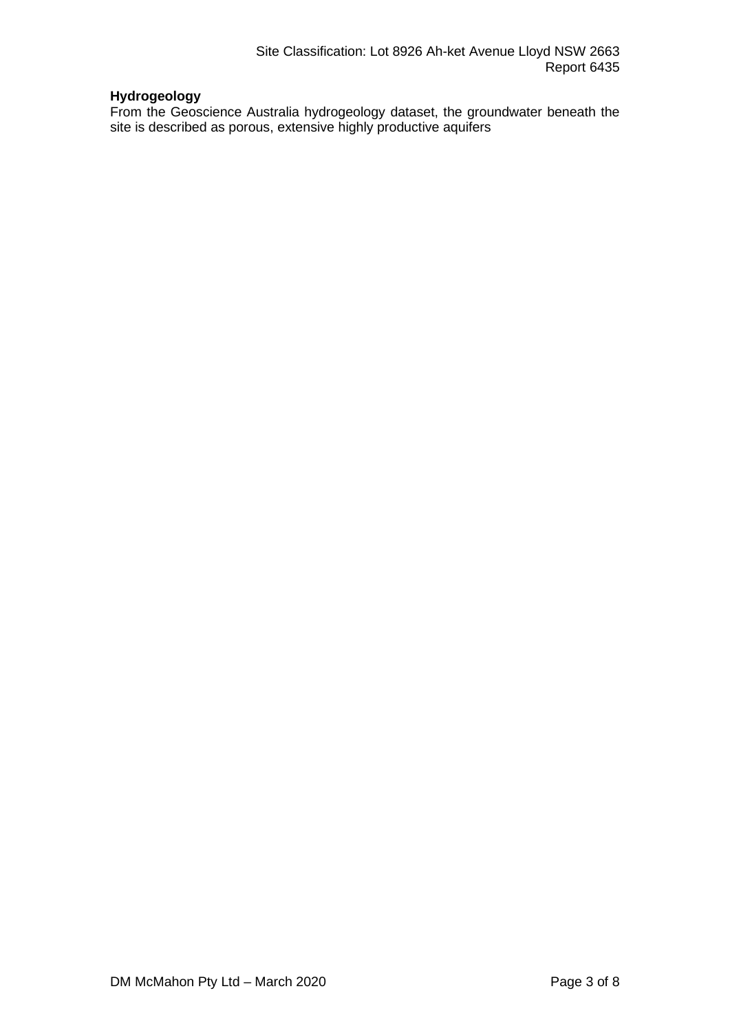**Hydrogeology**

From the Geoscience Australia hydrogeology dataset, the groundwater beneath the site is described as porous, extensive highly productive aquifers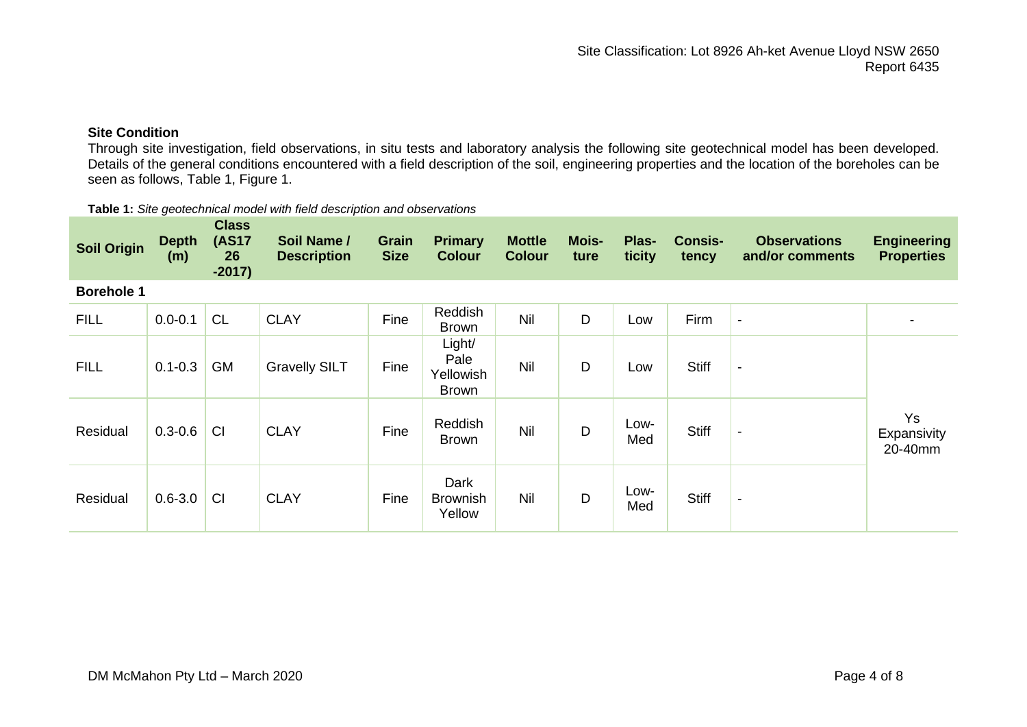**Site Condition**

Through site investigation, field observations, in situ tests and laboratory analysis the following site geotechnical model has been developed. Details of the general conditions encountered with a field description of the soil, engineering properties and the location of the boreholes can be seen as follows, Table 1, Figure 1.

**Table 1:** *Site geotechnical model with field description and observations*

| Soil Origin | Depth (m) | Class (AS1726-2017) | Soil Name / Description | Grain Size | Primary Colour | Mottle Colour | Moisture | Plasticity | Consistency | Observations and/or comments | Engineering Properties |
|---|---|---|---|---|---|---|---|---|---|---|---|
| **Borehole 1** | | | | | | | | | | | |
| FILL | 0.0-0.1 | CL | CLAY | Fine | Reddish Brown | Nil | D | Low | Firm | - | - |
| FILL | 0.1-0.3 | GM | Gravelly SILT | Fine | Light/ Pale Yellowish Brown | Nil | D | Low | Stiff | - | Ys Expansivity 20-40mm |
| Residual | 0.3-0.6 | CI | CLAY | Fine | Reddish Brown | Nil | D | Low-Med | Stiff | - | |
| Residual | 0.6-3.0 | CI | CLAY | Fine | Dark Brownish Yellow | Nil | D | Low-Med | Stiff | - | |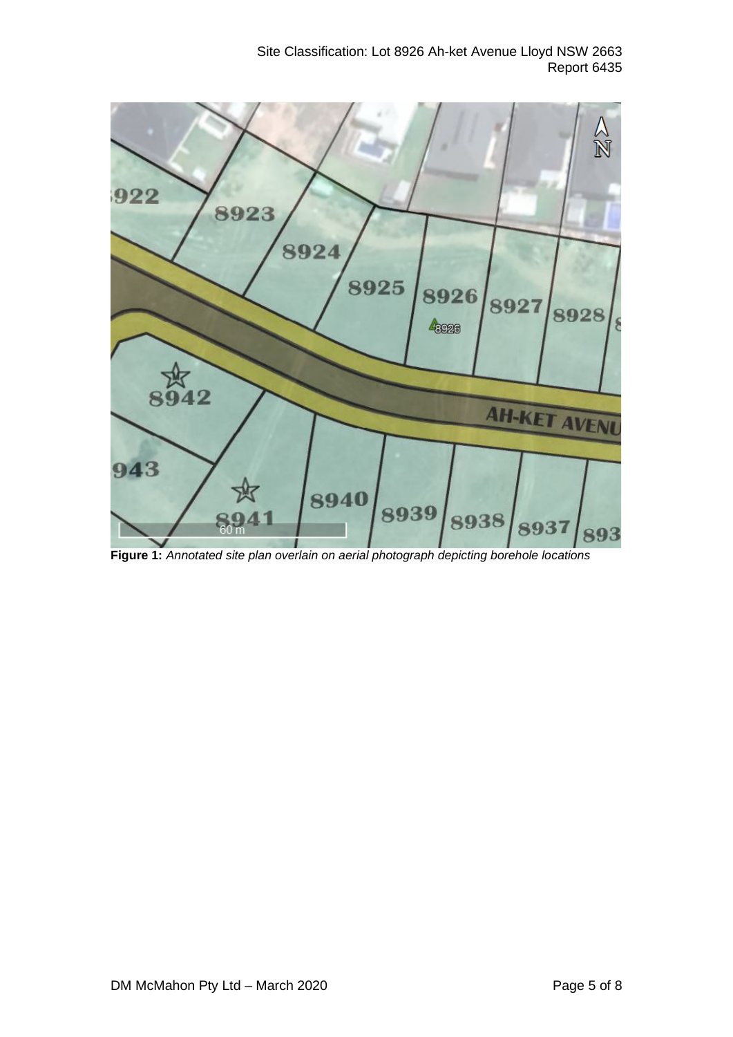922

8923

8924

8925

8926

8926

8927

8928

8942

AH-KET AVENU

943

8941

8940

8939

8938

8937

893

60 m

N

**Figure 1:** *Annotated site plan overlain on aerial photograph depicting borehole locations*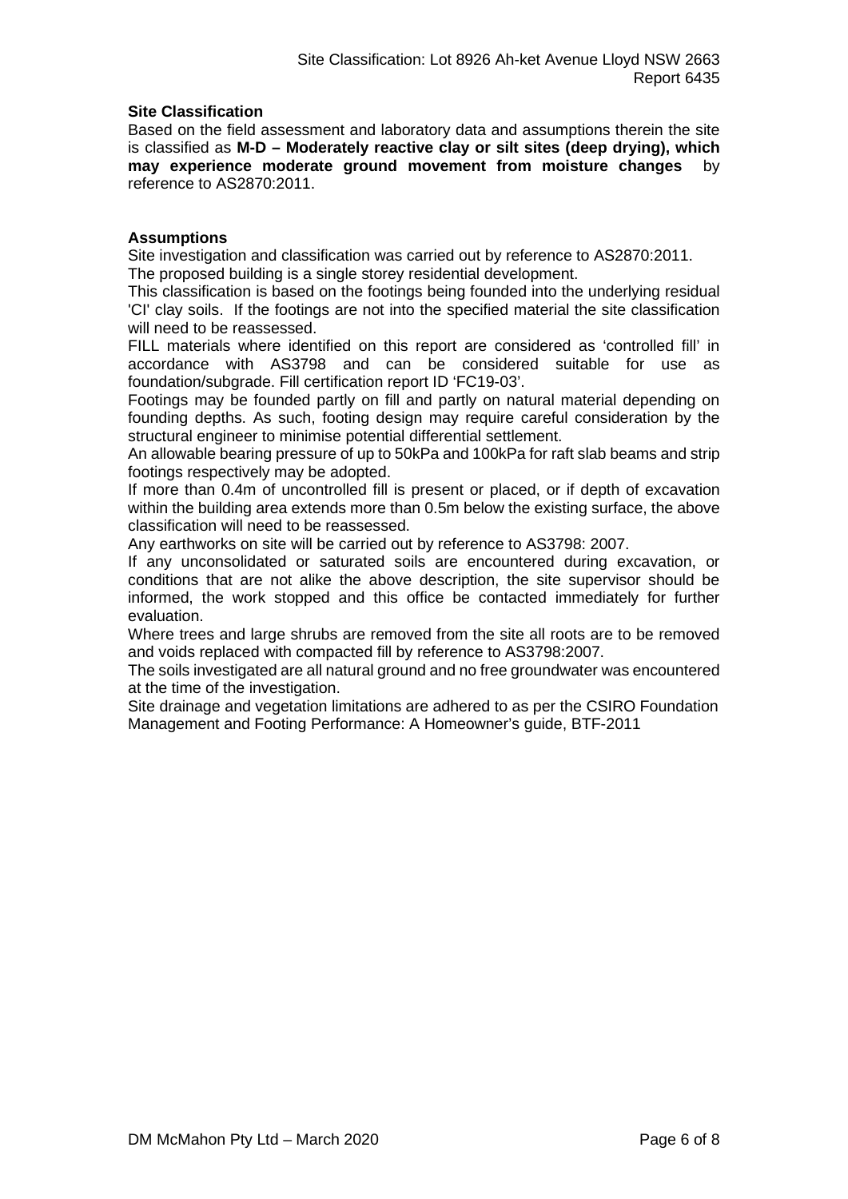**Site Classification**

Based on the field assessment and laboratory data and assumptions therein the site is classified as **M-D – Moderately reactive clay or silt sites (deep drying), which may experience moderate ground movement from moisture changes** by reference to AS2870:2011.

**Assumptions**

Site investigation and classification was carried out by reference to AS2870:2011.
The proposed building is a single storey residential development.
This classification is based on the footings being founded into the underlying residual 'CI' clay soils. If the footings are not into the specified material the site classification will need to be reassessed.
FILL materials where identified on this report are considered as 'controlled fill' in accordance with AS3798 and can be considered suitable for use as foundation/subgrade. Fill certification report ID 'FC19-03'.
Footings may be founded partly on fill and partly on natural material depending on founding depths. As such, footing design may require careful consideration by the structural engineer to minimise potential differential settlement.
An allowable bearing pressure of up to 50kPa and 100kPa for raft slab beams and strip footings respectively may be adopted.
If more than 0.4m of uncontrolled fill is present or placed, or if depth of excavation within the building area extends more than 0.5m below the existing surface, the above classification will need to be reassessed.
Any earthworks on site will be carried out by reference to AS3798: 2007.
If any unconsolidated or saturated soils are encountered during excavation, or conditions that are not alike the above description, the site supervisor should be informed, the work stopped and this office be contacted immediately for further evaluation.
Where trees and large shrubs are removed from the site all roots are to be removed and voids replaced with compacted fill by reference to AS3798:2007.
The soils investigated are all natural ground and no free groundwater was encountered at the time of the investigation.
Site drainage and vegetation limitations are adhered to as per the CSIRO Foundation Management and Footing Performance: A Homeowner's guide, BTF-2011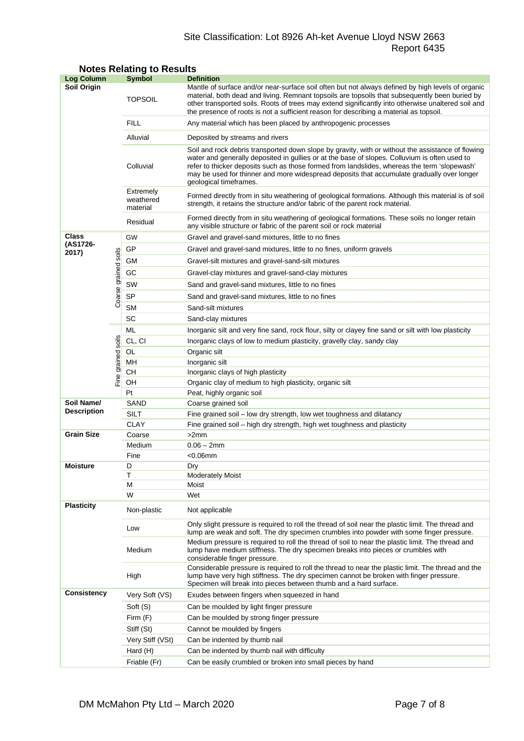## Notes Relating to Results

| Log Column | | Symbol | Definition |
|---|---|---|---|
| **Soil Origin** | | TOPSOIL | Mantle of surface and/or near-surface soil often but not always defined by high levels of organic material, both dead and living. Remnant topsoils are topsoils that subsequently been buried by other transported soils. Roots of trees may extend significantly into otherwise unaltered soil and the presence of roots is not a sufficient reason for describing a material as topsoil. |
| | | FILL | Any material which has been placed by anthropogenic processes |
| | | Alluvial | Deposited by streams and rivers |
| | | Colluvial | Soil and rock debris transported down slope by gravity, with or without the assistance of flowing water and generally deposited in gullies or at the base of slopes. Colluvium is often used to refer to thicker deposits such as those formed from landslides, whereas the term 'slopewash' may be used for thinner and more widespread deposits that accumulate gradually over longer geological timeframes. |
| | | Extremely weathered material | Formed directly from in situ weathering of geological formations. Although this material is of soil strength, it retains the structure and/or fabric of the parent rock material. |
| | | Residual | Formed directly from in situ weathering of geological formations. These soils no longer retain any visible structure or fabric of the parent soil or rock material |
| **Class (AS1726-2017)** | Coarse grained soils | GW | Gravel and gravel-sand mixtures, little to no fines |
| | | GP | Gravel and gravel-sand mixtures, little to no fines, uniform gravels |
| | | GM | Gravel-silt mixtures and gravel-sand-silt mixtures |
| | | GC | Gravel-clay mixtures and gravel-sand-clay mixtures |
| | | SW | Sand and gravel-sand mixtures, little to no fines |
| | | SP | Sand and gravel-sand mixtures, little to no fines |
| | | SM | Sand-silt mixtures |
| | | SC | Sand-clay mixtures |
| | Fine grained soils | ML | Inorganic silt and very fine sand, rock flour, silty or clayey fine sand or silt with low plasticity |
| | | CL, CI | Inorganic clays of low to medium plasticity, gravelly clay, sandy clay |
| | | OL | Organic silt |
| | | MH | Inorganic silt |
| | | CH | Inorganic clays of high plasticity |
| | | OH | Organic clay of medium to high plasticity, organic silt |
| | | Pt | Peat, highly organic soil |
| **Soil Name/ Description** | | SAND | Coarse grained soil |
| | | SILT | Fine grained soil – low dry strength, low wet toughness and dilatancy |
| | | CLAY | Fine grained soil – high dry strength, high wet toughness and plasticity |
| **Grain Size** | | Coarse | >2mm |
| | | Medium | 0.06 – 2mm |
| | | Fine | <0.06mm |
| **Moisture** | | D | Dry |
| | | T | Moderately Moist |
| | | M | Moist |
| | | W | Wet |
| **Plasticity** | | Non-plastic | Not applicable |
| | | Low | Only slight pressure is required to roll the thread of soil near the plastic limit. The thread and lump are weak and soft. The dry specimen crumbles into powder with some finger pressure. |
| | | Medium | Medium pressure is required to roll the thread of soil to near the plastic limit. The thread and lump have medium stiffness. The dry specimen breaks into pieces or crumbles with considerable finger pressure. |
| | | High | Considerable pressure is required to roll the thread to near the plastic limit. The thread and the lump have very high stiffness. The dry specimen cannot be broken with finger pressure. Specimen will break into pieces between thumb and a hard surface. |
| **Consistency** | | Very Soft (VS) | Exudes between fingers when squeezed in hand |
| | | Soft (S) | Can be moulded by light finger pressure |
| | | Firm (F) | Can be moulded by strong finger pressure |
| | | Stiff (St) | Cannot be moulded by fingers |
| | | Very Stiff (VSt) | Can be indented by thumb nail |
| | | Hard (H) | Can be indented by thumb nail with difficulty |
| | | Friable (Fr) | Can be easily crumbled or broken into small pieces by hand |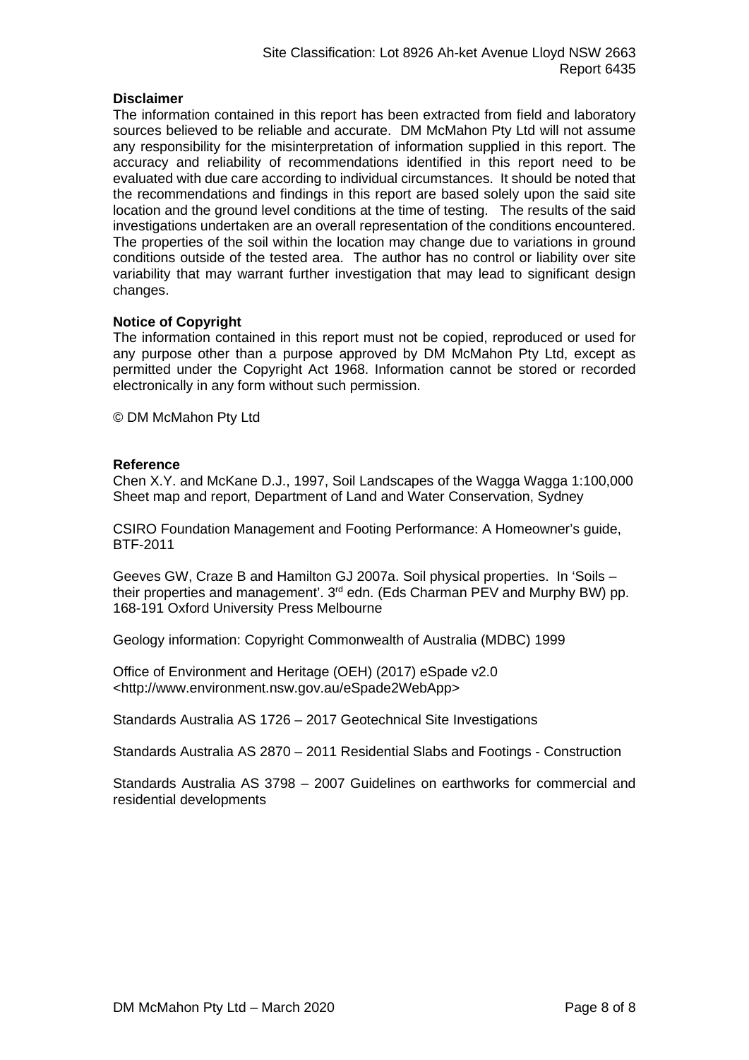**Disclaimer**

The information contained in this report has been extracted from field and laboratory sources believed to be reliable and accurate. DM McMahon Pty Ltd will not assume any responsibility for the misinterpretation of information supplied in this report. The accuracy and reliability of recommendations identified in this report need to be evaluated with due care according to individual circumstances. It should be noted that the recommendations and findings in this report are based solely upon the said site location and the ground level conditions at the time of testing. The results of the said investigations undertaken are an overall representation of the conditions encountered. The properties of the soil within the location may change due to variations in ground conditions outside of the tested area. The author has no control or liability over site variability that may warrant further investigation that may lead to significant design changes.

**Notice of Copyright**

The information contained in this report must not be copied, reproduced or used for any purpose other than a purpose approved by DM McMahon Pty Ltd, except as permitted under the Copyright Act 1968. Information cannot be stored or recorded electronically in any form without such permission.

© DM McMahon Pty Ltd

**Reference**

Chen X.Y. and McKane D.J., 1997, Soil Landscapes of the Wagga Wagga 1:100,000 Sheet map and report, Department of Land and Water Conservation, Sydney

CSIRO Foundation Management and Footing Performance: A Homeowner's guide, BTF-2011

Geeves GW, Craze B and Hamilton GJ 2007a. Soil physical properties. In 'Soils – their properties and management'. 3rd edn. (Eds Charman PEV and Murphy BW) pp. 168-191 Oxford University Press Melbourne

Geology information: Copyright Commonwealth of Australia (MDBC) 1999

Office of Environment and Heritage (OEH) (2017) eSpade v2.0 <http://www.environment.nsw.gov.au/eSpade2WebApp>

Standards Australia AS 1726 – 2017 Geotechnical Site Investigations

Standards Australia AS 2870 – 2011 Residential Slabs and Footings - Construction

Standards Australia AS 3798 – 2007 Guidelines on earthworks for commercial and residential developments